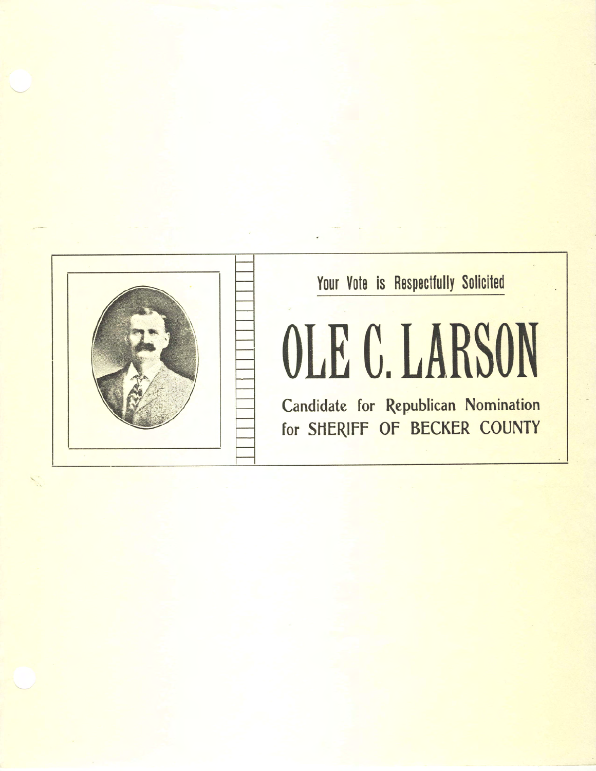Your Vote is Respectfully Solicited

# OLE C. LARSON

Candidate for Republican Nomination
for SHERIFF OF BECKER COUNTY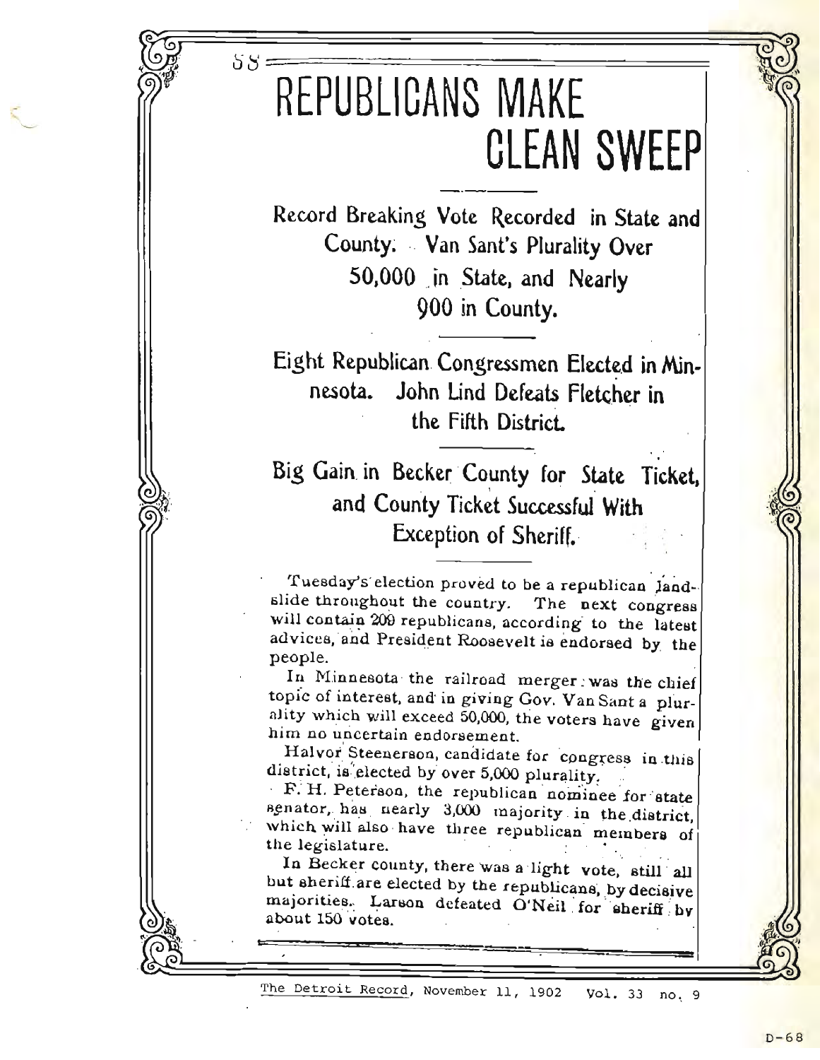# REPUBLICANS MAKE CLEAN SWEEP

## Record Breaking Vote Recorded in State and County. Van Sant's Plurality Over 50,000 in State, and Nearly 900 in County.

## Eight Republican Congressmen Elected in Minnesota. John Lind Defeats Fletcher in the Fifth District.

## Big Gain in Becker County for State Ticket, and County Ticket Successful With Exception of Sheriff.

Tuesday's election proved to be a republican landslide throughout the country. The next congress will contain 209 republicans, according to the latest advices, and President Roosevelt is endorsed by the people.

In Minnesota the railroad merger was the chief topic of interest, and in giving Gov. Van Sant a plurality which will exceed 50,000, the voters have given him no uncertain endorsement.

Halvor Steenerson, candidate for congress in this district, is elected by over 5,000 plurality.

F. H. Peterson, the republican nominee for state senator, has nearly 3,000 majority in the district, which will also have three republican members of the legislature.

In Becker county, there was a light vote, still all but sheriff are elected by the republicans, by decisive majorities. Larson defeated O'Neil for sheriff by about 150 votes.

The Detroit Record, November 11, 1902 Vol. 33 no. 9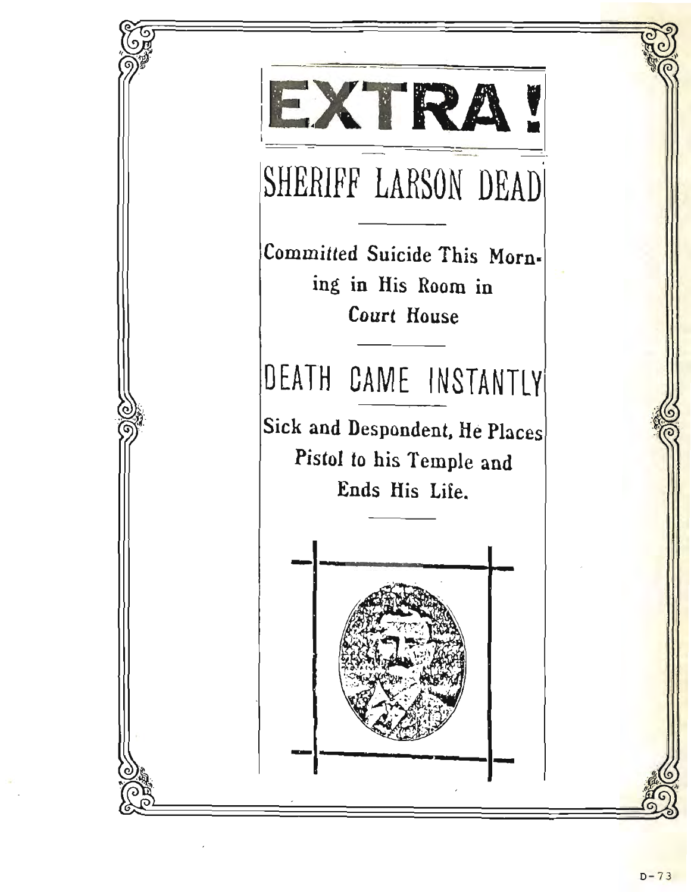# EXTRA!

## SHERIFF LARSON DEAD

**Committed Suicide This Morning in His Room in Court House**

## DEATH CAME INSTANTLY

**Sick and Despondent, He Places Pistol to his Temple and Ends His Life.**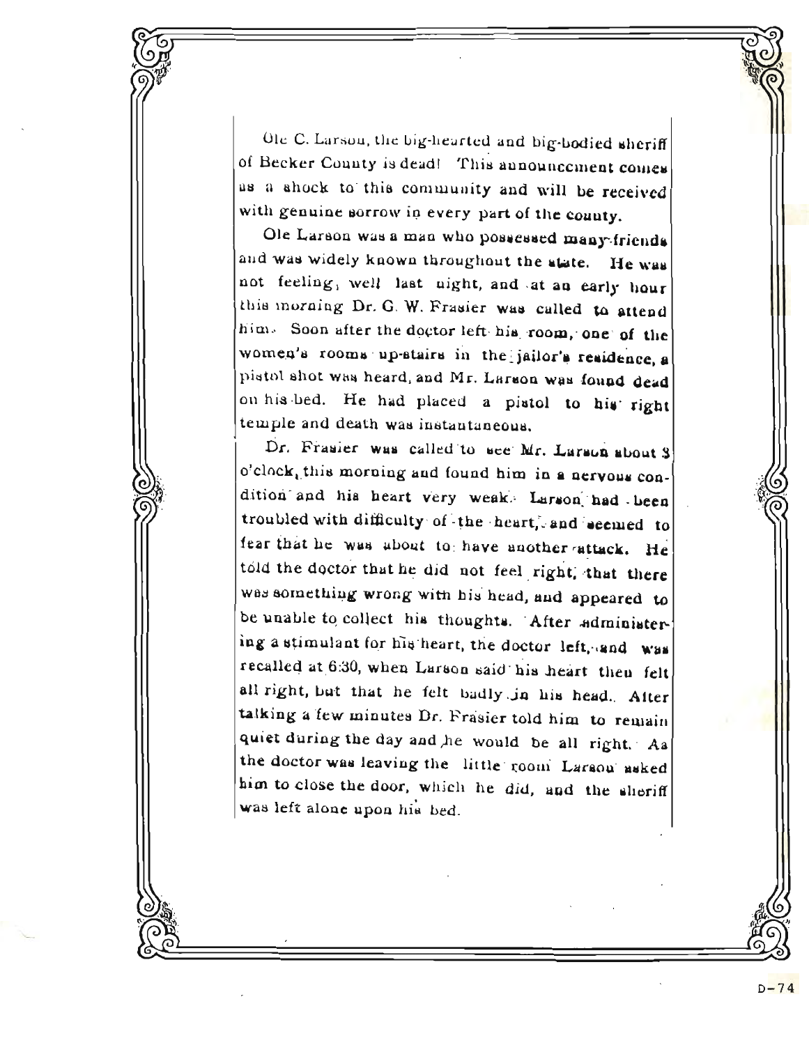Ole C. Larson, the big-hearted and big-bodied sheriff of Becker County is dead! This announcement comes as a shock to this community and will be received with genuine sorrow in every part of the county.

Ole Larson was a man who possessed many friends and was widely known throughout the state. He was not feeling well last night, and at an early hour this morning Dr. G. W. Frasier was called to attend him. Soon after the doctor left his room, one of the women's rooms up-stairs in the jailor's residence, a pistol shot was heard, and Mr. Larson was found dead on his bed. He had placed a pistol to his right temple and death was instantaneous.

Dr. Frasier was called to see Mr. Larson about 3 o'clock this morning and found him in a nervous condition and his heart very weak. Larson had been troubled with difficulty of the heart, and seemed to fear that he was about to have another attack. He told the doctor that he did not feel right, that there was something wrong with his head, and appeared to be unable to collect his thoughts. After administering a stimulant for his heart, the doctor left, and was recalled at 6:30, when Larson said his heart then felt all right, but that he felt badly in his head. After talking a few minutes Dr. Frasier told him to remain quiet during the day and he would be all right. As the doctor was leaving the little room Larson asked him to close the door, which he did, and the sheriff was left alone upon his bed.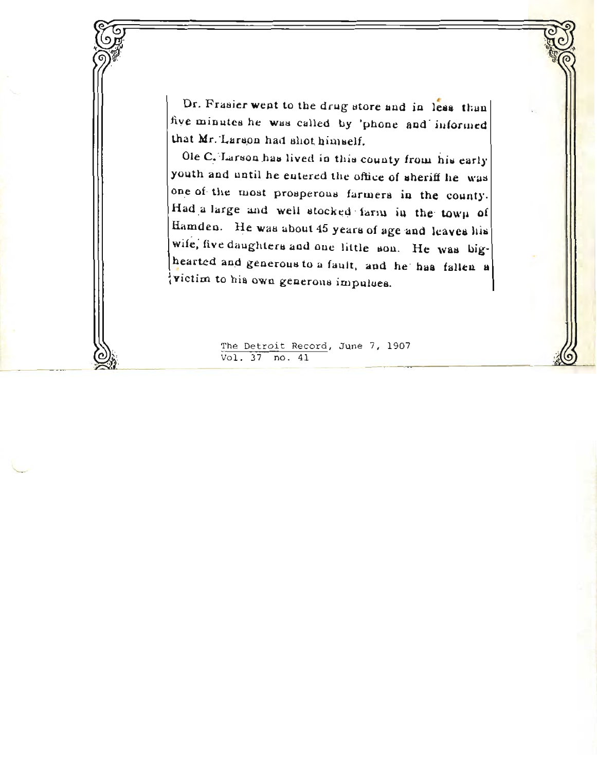Dr. Frasier went to the drug store and in less than five minutes he was called by 'phone and informed that Mr. Larson had shot himself.

Ole C. Larson has lived in this county from his early youth and until he entered the office of sheriff he was one of the most prosperous farmers in the county. Had a large and well stocked farm in the town of Hamden. He was about 45 years of age and leaves his wife, five daughters and one little son. He was big-hearted and generous to a fault, and he has fallen a victim to his own generous impulses.

The Detroit Record, June 7, 1907
Vol. 37 no. 41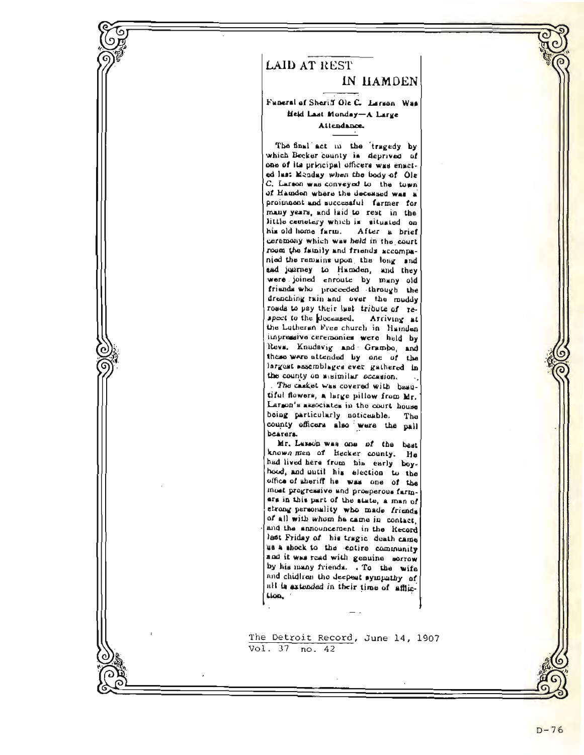# LAID AT REST IN HAMDEN

### Funeral of Sheriff Ole C. Larson Was Held Last Monday—A Large Attendance.

The final act in the tragedy by which Becker county is deprived of one of its principal officers was enacted last Monday when the body of Ole C. Larson was conveyed to the town of Hamden where the deceased was a prominent and successful farmer for many years, and laid to rest in the little cemetery which is situated on his old home farm. After a brief ceremony which was held in the court room the family and friends accompanied the remains upon the long and sad journey to Hamden, and they were joined enroute by many old friends who proceeded through the drenching rain and over the muddy roads to pay their last tribute of respect to the deceased. Arriving at the Lutheran Free church in Hamden impressive ceremonies were held by Revs. Knudsvig and Grambo, and these were attended by one of the largest assemblages ever gathered in the county on a similar occasion.

The casket was covered with beautiful flowers, a large pillow from Mr. Larson's associates in the court house being particularly noticeable. The county officers also were the pall bearers.

Mr. Larson was one of the best known men of Becker county. He had lived here from his early boyhood, and until his election to the office of sheriff he was one of the most progressive and prosperous farmers in this part of the state, a man of strong personality who made friends of all with whom he came in contact, and the announcement in the Record last Friday of his tragic death came as a shock to the entire community and it was read with genuine sorrow by his many friends. To the wife and children the deepest sympathy of all is extended in their time of affliction.

The Detroit Record, June 14, 1907
Vol. 37 no. 42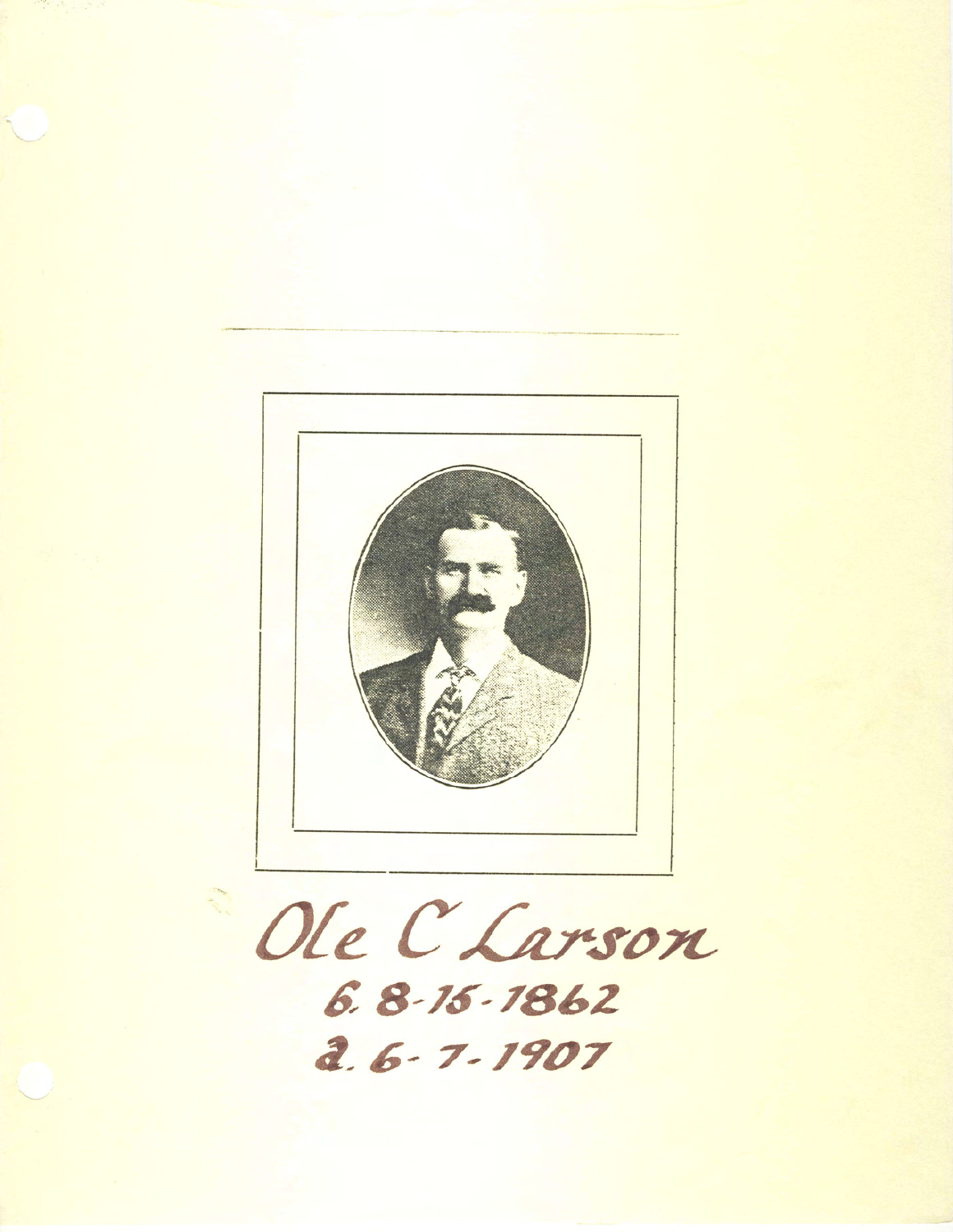Ole C Larson

b. 8-15-1862

d. 6-7-1907